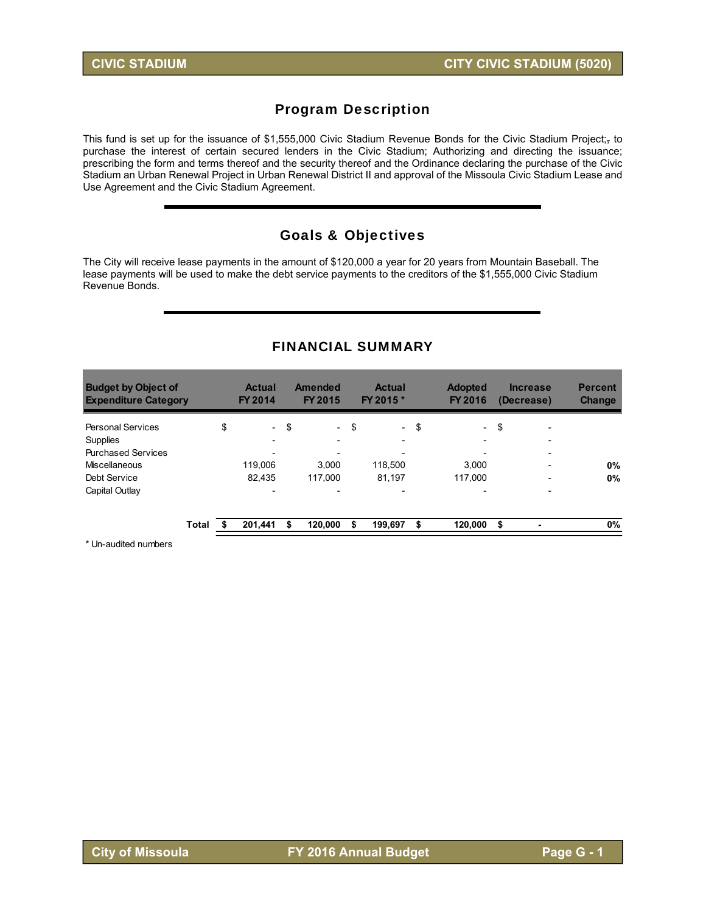# CIVIC STADIUM — CITY CIVIC STADIUM (5020)

## Program Description

This fund is set up for the issuance of $1,555,000 Civic Stadium Revenue Bonds for the Civic Stadium Project;, to purchase the interest of certain secured lenders in the Civic Stadium; Authorizing and directing the issuance; prescribing the form and terms thereof and the security thereof and the Ordinance declaring the purchase of the Civic Stadium an Urban Renewal Project in Urban Renewal District II and approval of the Missoula Civic Stadium Lease and Use Agreement and the Civic Stadium Agreement.

## Goals & Objectives

The City will receive lease payments in the amount of $120,000 a year for 20 years from Mountain Baseball. The lease payments will be used to make the debt service payments to the creditors of the $1,555,000 Civic Stadium Revenue Bonds.

## FINANCIAL SUMMARY

| Budget by Object of Expenditure Category | Actual FY 2014 | Amended FY 2015 | Actual FY 2015 * | Adopted FY 2016 | Increase (Decrease) | Percent Change |
|---|---|---|---|---|---|---|
| Personal Services | $ - | $ - | $ - | $ - | $ - | |
| Supplies | - | - | - | - | - | |
| Purchased Services | - | - | - | - | - | |
| Miscellaneous | 119,006 | 3,000 | 118,500 | 3,000 | - | 0% |
| Debt Service | 82,435 | 117,000 | 81,197 | 117,000 | - | 0% |
| Capital Outlay | - | - | - | - | - | |
| **Total** | **$ 201,441** | **$ 120,000** | **$ 199,697** | **$ 120,000** | **$ -** | **0%** |

\* Un-audited numbers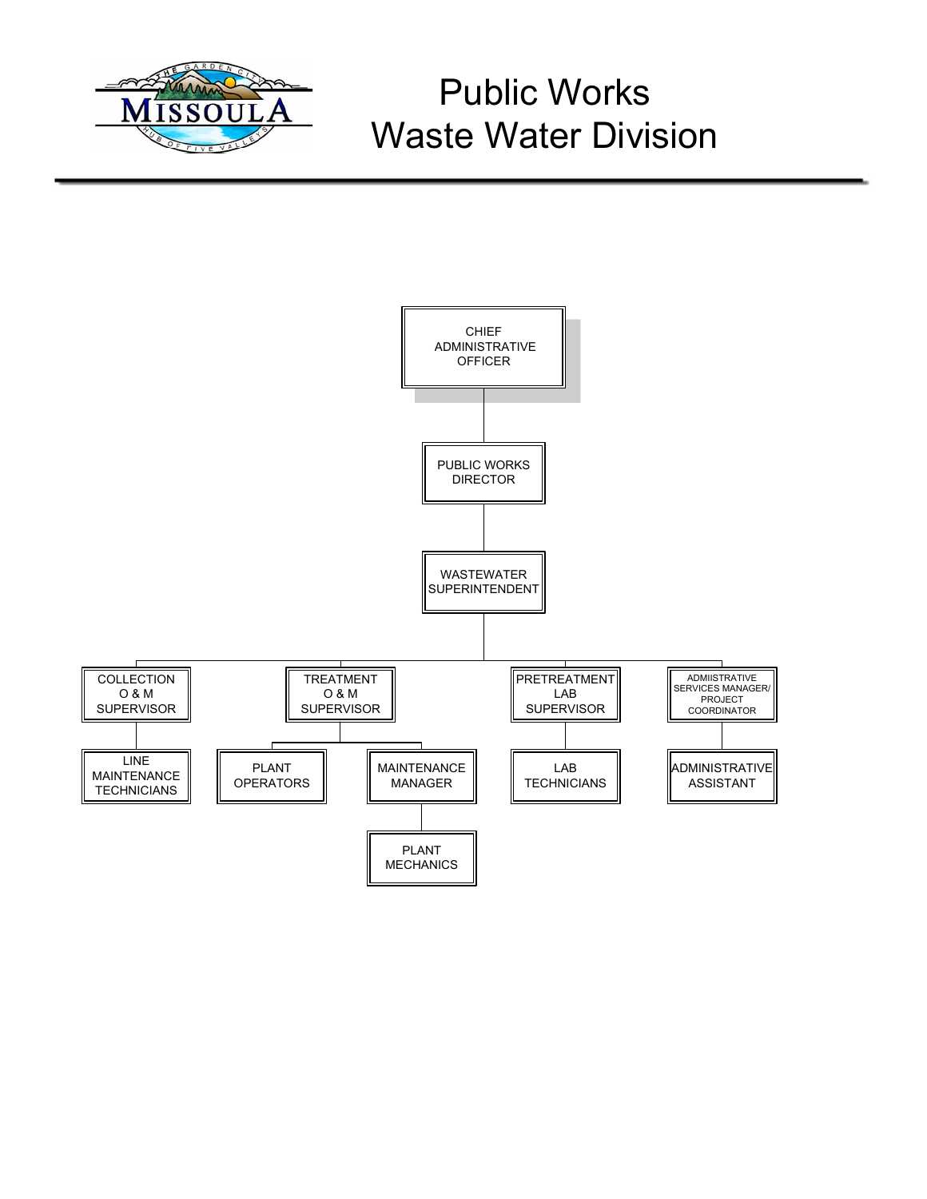# Public Works
# Waste Water Division

- CHIEF ADMINISTRATIVE OFFICER
  - PUBLIC WORKS DIRECTOR
    - WASTEWATER SUPERINTENDENT
      - COLLECTION O & M SUPERVISOR
        - LINE MAINTENANCE TECHNICIANS
      - TREATMENT O & M SUPERVISOR
        - PLANT OPERATORS
        - MAINTENANCE MANAGER
          - PLANT MECHANICS
      - PRETREATMENT LAB SUPERVISOR
        - LAB TECHNICIANS
      - ADMIISTRATIVE SERVICES MANAGER/ PROJECT COORDINATOR
        - ADMINISTRATIVE ASSISTANT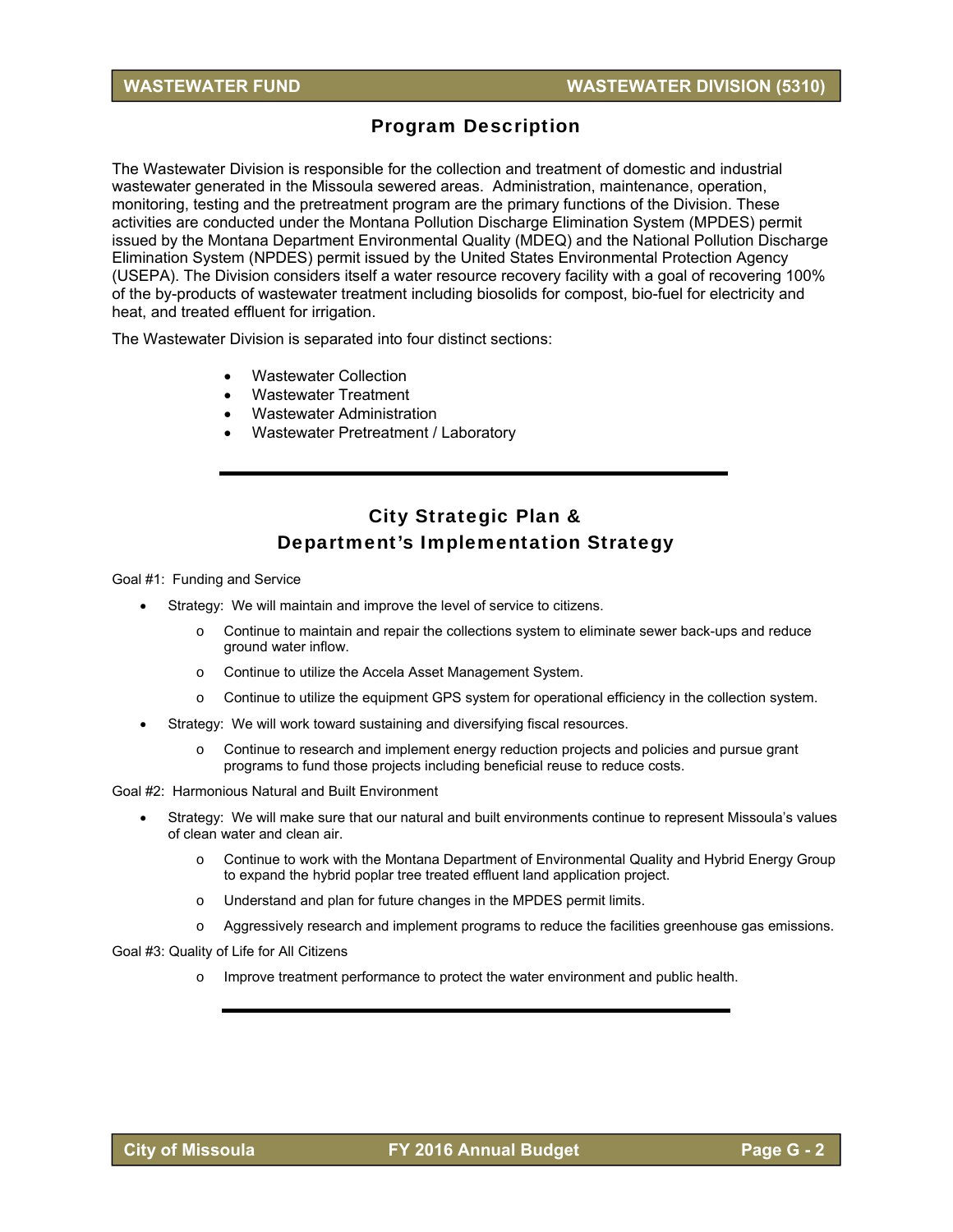## Program Description

The Wastewater Division is responsible for the collection and treatment of domestic and industrial wastewater generated in the Missoula sewered areas. Administration, maintenance, operation, monitoring, testing and the pretreatment program are the primary functions of the Division. These activities are conducted under the Montana Pollution Discharge Elimination System (MPDES) permit issued by the Montana Department Environmental Quality (MDEQ) and the National Pollution Discharge Elimination System (NPDES) permit issued by the United States Environmental Protection Agency (USEPA). The Division considers itself a water resource recovery facility with a goal of recovering 100% of the by-products of wastewater treatment including biosolids for compost, bio-fuel for electricity and heat, and treated effluent for irrigation.

The Wastewater Division is separated into four distinct sections:

- Wastewater Collection
- Wastewater Treatment
- Wastewater Administration
- Wastewater Pretreatment / Laboratory

---

## City Strategic Plan & Department's Implementation Strategy

Goal #1: Funding and Service

- Strategy: We will maintain and improve the level of service to citizens.
  - Continue to maintain and repair the collections system to eliminate sewer back-ups and reduce ground water inflow.
  - Continue to utilize the Accela Asset Management System.
  - Continue to utilize the equipment GPS system for operational efficiency in the collection system.
- Strategy: We will work toward sustaining and diversifying fiscal resources.
  - Continue to research and implement energy reduction projects and policies and pursue grant programs to fund those projects including beneficial reuse to reduce costs.

Goal #2: Harmonious Natural and Built Environment

- Strategy: We will make sure that our natural and built environments continue to represent Missoula's values of clean water and clean air.
  - Continue to work with the Montana Department of Environmental Quality and Hybrid Energy Group to expand the hybrid poplar tree treated effluent land application project.
  - Understand and plan for future changes in the MPDES permit limits.
  - Aggressively research and implement programs to reduce the facilities greenhouse gas emissions.

Goal #3: Quality of Life for All Citizens

  - Improve treatment performance to protect the water environment and public health.

---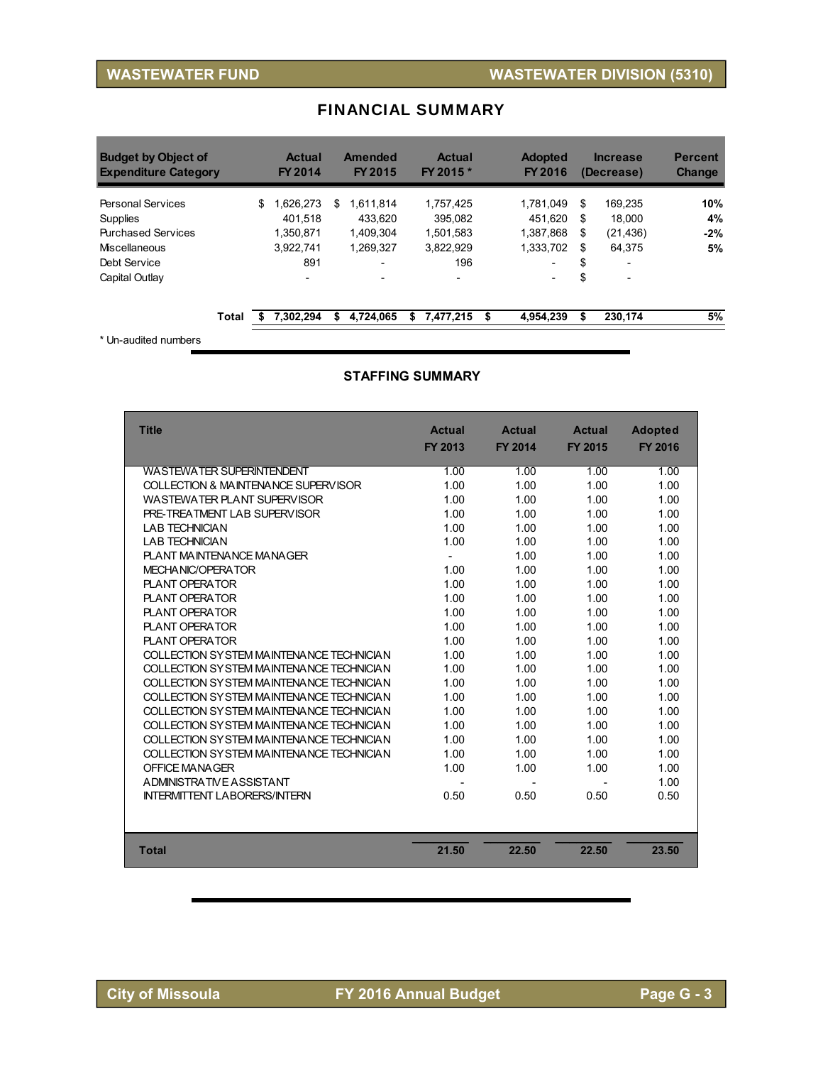**WASTEWATER FUND** | **WASTEWATER DIVISION (5310)**

## FINANCIAL SUMMARY

| Budget by Object of Expenditure Category | Actual FY 2014 | Amended FY 2015 | Actual FY 2015 * | Adopted FY 2016 | Increase (Decrease) | Percent Change |
|---|---|---|---|---|---|---|
| Personal Services | $ 1,626,273 | $ 1,611,814 | 1,757,425 | 1,781,049 | $ 169,235 | **10%** |
| Supplies | 401,518 | 433,620 | 395,082 | 451,620 | $ 18,000 | **4%** |
| Purchased Services | 1,350,871 | 1,409,304 | 1,501,583 | 1,387,868 | $ (21,436) | **-2%** |
| Miscellaneous | 3,922,741 | 1,269,327 | 3,822,929 | 1,333,702 | $ 64,375 | **5%** |
| Debt Service | 891 | - | 196 | - | $ - | |
| Capital Outlay | - | - | - | - | $ - | |
| **Total** | **$ 7,302,294** | **$ 4,724,065** | **$ 7,477,215** | **$ 4,954,239** | **$ 230,174** | **5%** |

\* Un-audited numbers

### STAFFING SUMMARY

| Title | Actual FY 2013 | Actual FY 2014 | Actual FY 2015 | Adopted FY 2016 |
|---|---|---|---|---|
| WASTEWATER SUPERINTENDENT | 1.00 | 1.00 | 1.00 | 1.00 |
| COLLECTION & MAINTENANCE SUPERVISOR | 1.00 | 1.00 | 1.00 | 1.00 |
| WASTEWATER PLANT SUPERVISOR | 1.00 | 1.00 | 1.00 | 1.00 |
| PRE-TREATMENT LAB SUPERVISOR | 1.00 | 1.00 | 1.00 | 1.00 |
| LAB TECHNICIAN | 1.00 | 1.00 | 1.00 | 1.00 |
| LAB TECHNICIAN | 1.00 | 1.00 | 1.00 | 1.00 |
| PLANT MAINTENANCE MANAGER | - | 1.00 | 1.00 | 1.00 |
| MECHANIC/OPERATOR | 1.00 | 1.00 | 1.00 | 1.00 |
| PLANT OPERATOR | 1.00 | 1.00 | 1.00 | 1.00 |
| PLANT OPERATOR | 1.00 | 1.00 | 1.00 | 1.00 |
| PLANT OPERATOR | 1.00 | 1.00 | 1.00 | 1.00 |
| PLANT OPERATOR | 1.00 | 1.00 | 1.00 | 1.00 |
| PLANT OPERATOR | 1.00 | 1.00 | 1.00 | 1.00 |
| COLLECTION SYSTEM MAINTENANCE TECHNICIAN | 1.00 | 1.00 | 1.00 | 1.00 |
| COLLECTION SYSTEM MAINTENANCE TECHNICIAN | 1.00 | 1.00 | 1.00 | 1.00 |
| COLLECTION SYSTEM MAINTENANCE TECHNICIAN | 1.00 | 1.00 | 1.00 | 1.00 |
| COLLECTION SYSTEM MAINTENANCE TECHNICIAN | 1.00 | 1.00 | 1.00 | 1.00 |
| COLLECTION SYSTEM MAINTENANCE TECHNICIAN | 1.00 | 1.00 | 1.00 | 1.00 |
| COLLECTION SYSTEM MAINTENANCE TECHNICIAN | 1.00 | 1.00 | 1.00 | 1.00 |
| COLLECTION SYSTEM MAINTENANCE TECHNICIAN | 1.00 | 1.00 | 1.00 | 1.00 |
| COLLECTION SYSTEM MAINTENANCE TECHNICIAN | 1.00 | 1.00 | 1.00 | 1.00 |
| OFFICE MANAGER | 1.00 | 1.00 | 1.00 | 1.00 |
| ADMINISTRATIVE ASSISTANT | - | - | - | 1.00 |
| INTERMITTENT LABORERS/INTERN | 0.50 | 0.50 | 0.50 | 0.50 |
| **Total** | **21.50** | **22.50** | **22.50** | **23.50** |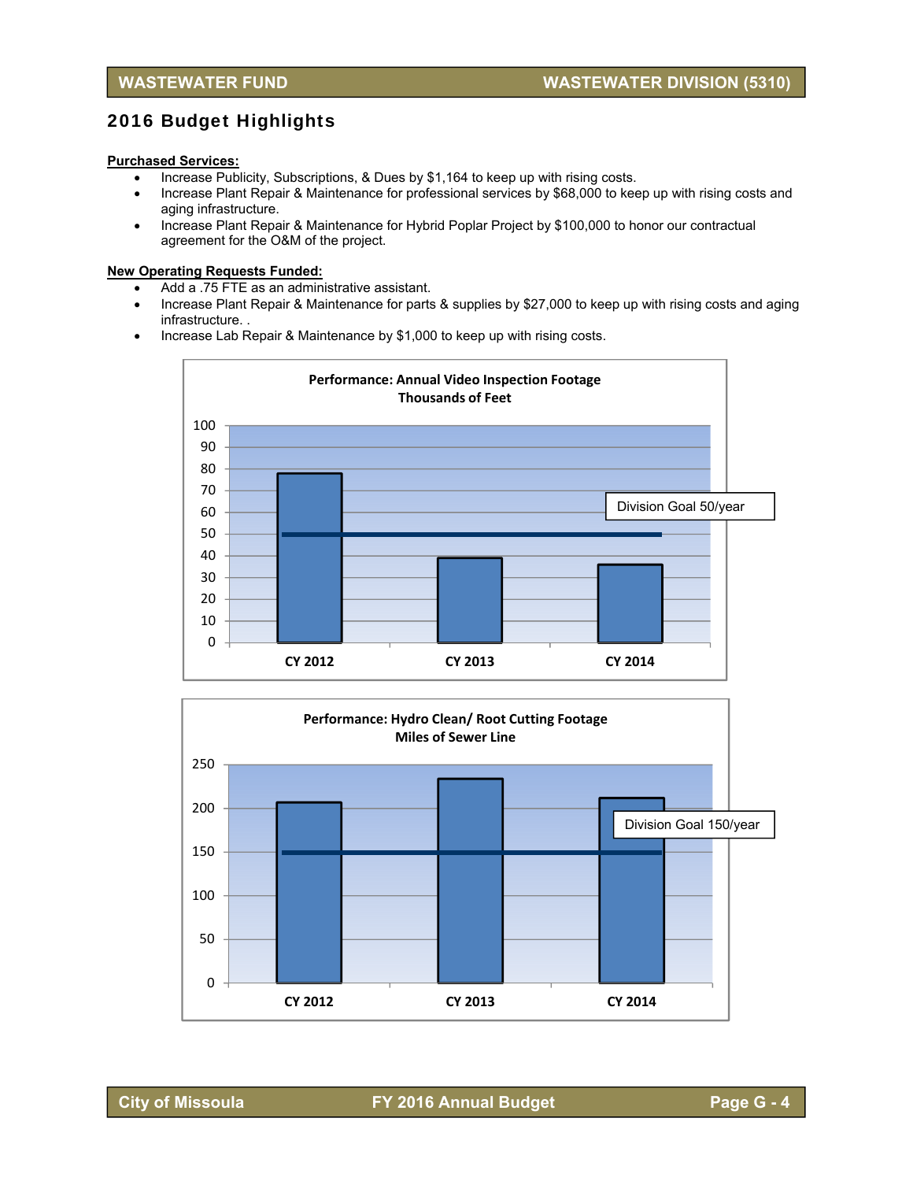## 2016 Budget Highlights

**Purchased Services:**

- Increase Publicity, Subscriptions, & Dues by $1,164 to keep up with rising costs.
- Increase Plant Repair & Maintenance for professional services by $68,000 to keep up with rising costs and aging infrastructure.
- Increase Plant Repair & Maintenance for Hybrid Poplar Project by $100,000 to honor our contractual agreement for the O&M of the project.

**New Operating Requests Funded:**

- Add a .75 FTE as an administrative assistant.
- Increase Plant Repair & Maintenance for parts & supplies by $27,000 to keep up with rising costs and aging infrastructure. .
- Increase Lab Repair & Maintenance by $1,000 to keep up with rising costs.

**Performance: Annual Video Inspection Footage**
**Thousands of Feet**

Division Goal 50/year

CY 2012 | CY 2013 | CY 2014

**Performance: Hydro Clean/ Root Cutting Footage**
**Miles of Sewer Line**

Division Goal 150/year

CY 2012 | CY 2013 | CY 2014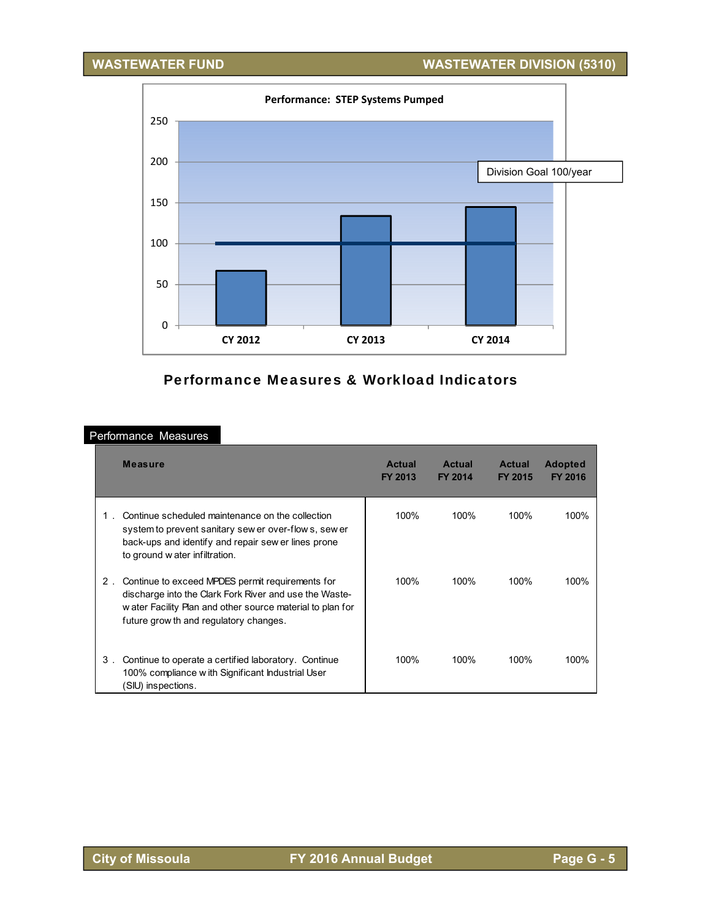**Performance: STEP Systems Pumped**

Division Goal 100/year

| | CY 2012 | CY 2013 | CY 2014 |
|---|---|---|---|
| STEP Systems Pumped | ~67 | ~134 | ~145 |

## Performance Measures & Workload Indicators

### Performance Measures

| Measure | Actual FY 2013 | Actual FY 2014 | Actual FY 2015 | Adopted FY 2016 |
|---|---|---|---|---|
| 1. Continue scheduled maintenance on the collection system to prevent sanitary sewer over-flows, sewer back-ups and identify and repair sewer lines prone to ground water infiltration. | 100% | 100% | 100% | 100% |
| 2. Continue to exceed MPDES permit requirements for discharge into the Clark Fork River and use the Waste-water Facility Plan and other source material to plan for future growth and regulatory changes. | 100% | 100% | 100% | 100% |
| 3. Continue to operate a certified laboratory. Continue 100% compliance with Significant Industrial User (SIU) inspections. | 100% | 100% | 100% | 100% |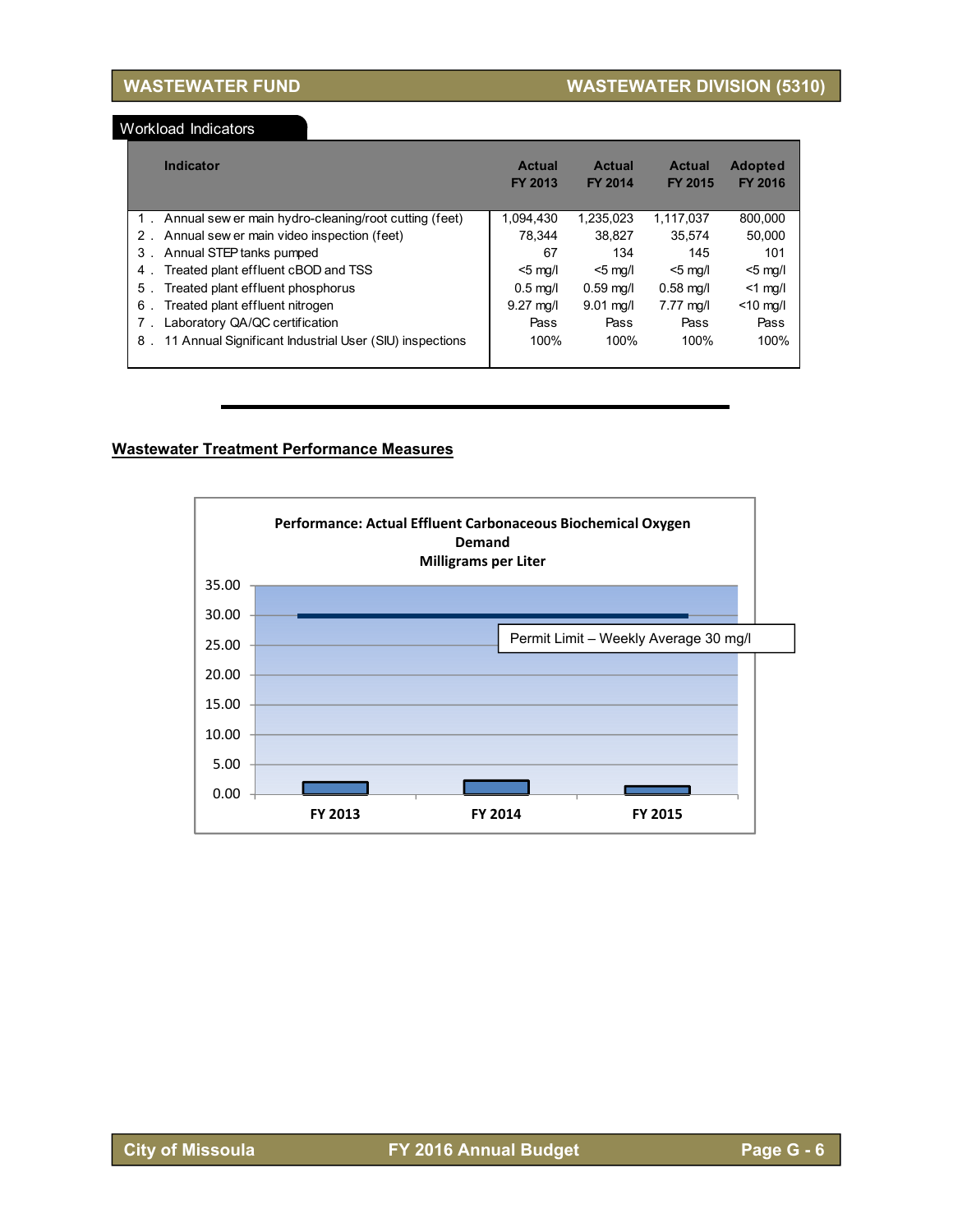## Workload Indicators

| | Indicator | Actual FY 2013 | Actual FY 2014 | Actual FY 2015 | Adopted FY 2016 |
|---|---|---|---|---|---|
| 1. | Annual sewer main hydro-cleaning/root cutting (feet) | 1,094,430 | 1,235,023 | 1,117,037 | 800,000 |
| 2. | Annual sewer main video inspection (feet) | 78,344 | 38,827 | 35,574 | 50,000 |
| 3. | Annual STEP tanks pumped | 67 | 134 | 145 | 101 |
| 4. | Treated plant effluent cBOD and TSS | <5 mg/l | <5 mg/l | <5 mg/l | <5 mg/l |
| 5. | Treated plant effluent phosphorus | 0.5 mg/l | 0.59 mg/l | 0.58 mg/l | <1 mg/l |
| 6. | Treated plant effluent nitrogen | 9.27 mg/l | 9.01 mg/l | 7.77 mg/l | <10 mg/l |
| 7. | Laboratory QA/QC certification | Pass | Pass | Pass | Pass |
| 8. | 11 Annual Significant Industrial User (SIU) inspections | 100% | 100% | 100% | 100% |

---

**Wastewater Treatment Performance Measures**

**Performance: Actual Effluent Carbonaceous Biochemical Oxygen Demand**
**Milligrams per Liter**

Permit Limit – Weekly Average 30 mg/l

FY 2013 | FY 2014 | FY 2015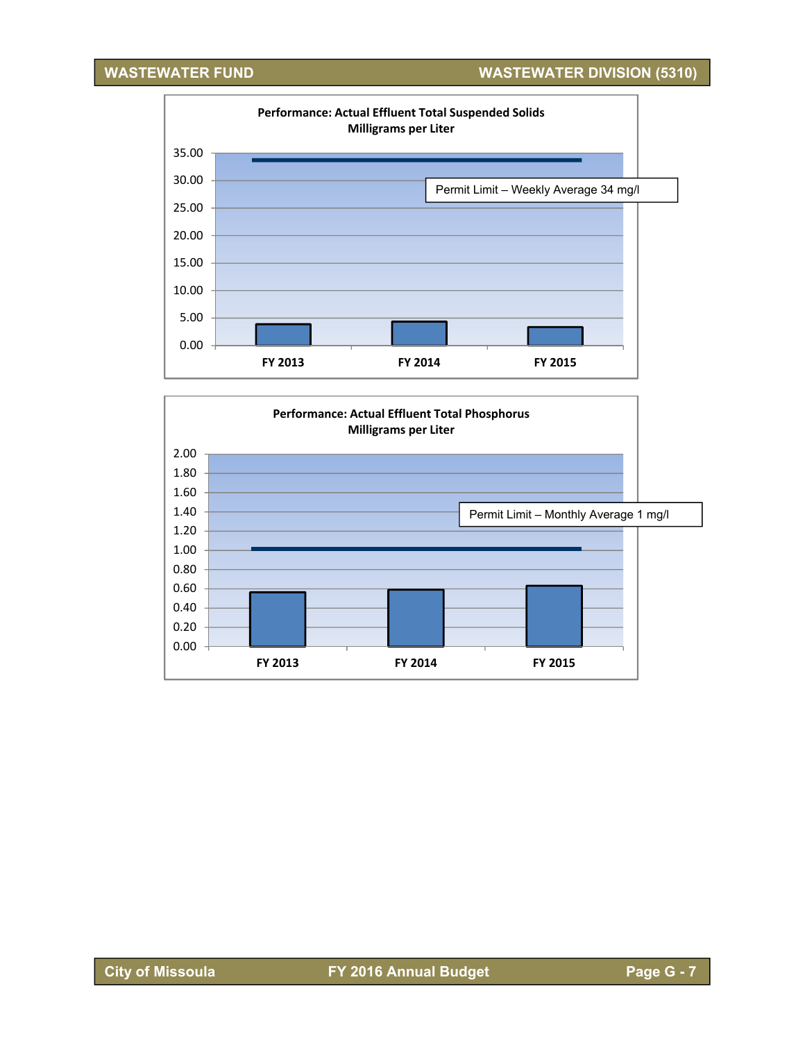**Performance: Actual Effluent Total Suspended Solids**
**Milligrams per Liter**

Permit Limit – Weekly Average 34 mg/l

35.00
30.00
25.00
20.00
15.00
10.00
5.00
0.00

FY 2013 FY 2014 FY 2015

**Performance: Actual Effluent Total Phosphorus**
**Milligrams per Liter**

Permit Limit – Monthly Average 1 mg/l

2.00
1.80
1.60
1.40
1.20
1.00
0.80
0.60
0.40
0.20
0.00

FY 2013 FY 2014 FY 2015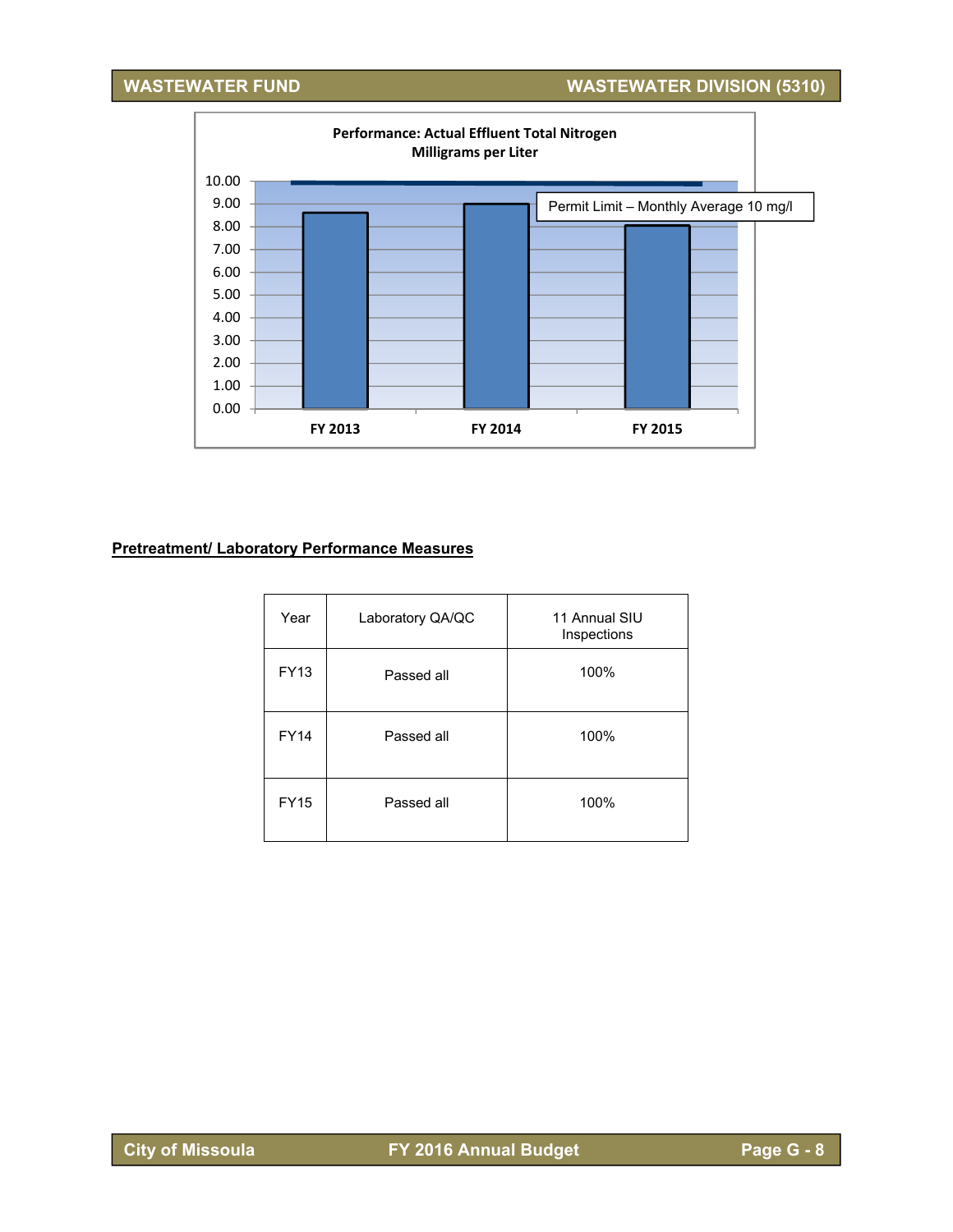**Performance: Actual Effluent Total Nitrogen**
**Milligrams per Liter**

Permit Limit – Monthly Average 10 mg/l

FY 2013 FY 2014 FY 2015

## Pretreatment/ Laboratory Performance Measures

| Year | Laboratory QA/QC | 11 Annual SIU Inspections |
|---|---|---|
| FY13 | Passed all | 100% |
| FY14 | Passed all | 100% |
| FY15 | Passed all | 100% |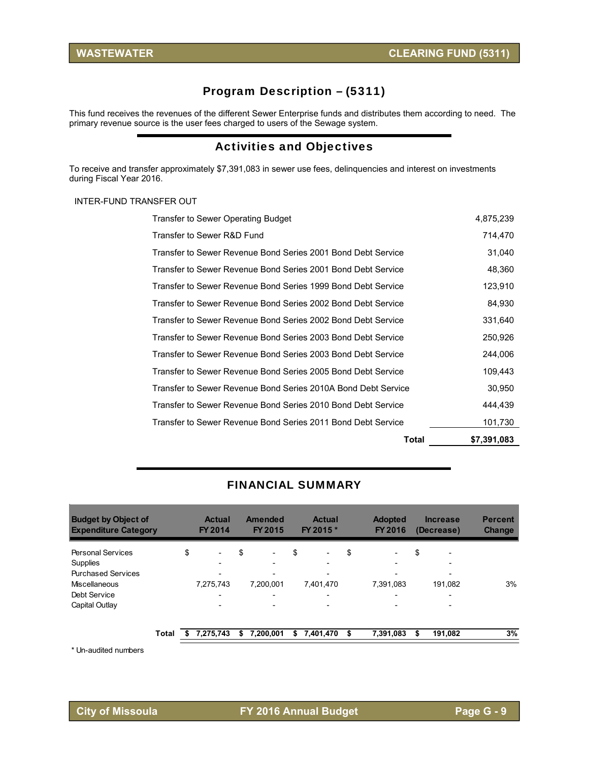## WASTEWATER — CLEARING FUND (5311)

## Program Description – (5311)

This fund receives the revenues of the different Sewer Enterprise funds and distributes them according to need. The primary revenue source is the user fees charged to users of the Sewage system.

## Activities and Objectives

To receive and transfer approximately $7,391,083 in sewer use fees, delinquencies and interest on investments during Fiscal Year 2016.

INTER-FUND TRANSFER OUT

| | |
|---|---:|
| Transfer to Sewer Operating Budget | 4,875,239 |
| Transfer to Sewer R&D Fund | 714,470 |
| Transfer to Sewer Revenue Bond Series 2001 Bond Debt Service | 31,040 |
| Transfer to Sewer Revenue Bond Series 2001 Bond Debt Service | 48,360 |
| Transfer to Sewer Revenue Bond Series 1999 Bond Debt Service | 123,910 |
| Transfer to Sewer Revenue Bond Series 2002 Bond Debt Service | 84,930 |
| Transfer to Sewer Revenue Bond Series 2002 Bond Debt Service | 331,640 |
| Transfer to Sewer Revenue Bond Series 2003 Bond Debt Service | 250,926 |
| Transfer to Sewer Revenue Bond Series 2003 Bond Debt Service | 244,006 |
| Transfer to Sewer Revenue Bond Series 2005 Bond Debt Service | 109,443 |
| Transfer to Sewer Revenue Bond Series 2010A Bond Debt Service | 30,950 |
| Transfer to Sewer Revenue Bond Series 2010 Bond Debt Service | 444,439 |
| Transfer to Sewer Revenue Bond Series 2011 Bond Debt Service | 101,730 |
| **Total** | **$7,391,083** |

## FINANCIAL SUMMARY

| Budget by Object of Expenditure Category | Actual FY 2014 | Amended FY 2015 | Actual FY 2015 * | Adopted FY 2016 | Increase (Decrease) | Percent Change |
|---|---:|---:|---:|---:|---:|---:|
| Personal Services | $ - | $ - | $ - | $ - | $ - | |
| Supplies | - | - | - | - | - | |
| Purchased Services | - | - | - | - | - | |
| Miscellaneous | 7,275,743 | 7,200,001 | 7,401,470 | 7,391,083 | 191,082 | 3% |
| Debt Service | - | - | - | - | - | |
| Capital Outlay | - | - | - | - | - | |
| **Total** | **$ 7,275,743** | **$ 7,200,001** | **$ 7,401,470** | **$ 7,391,083** | **$ 191,082** | **3%** |

\* Un-audited numbers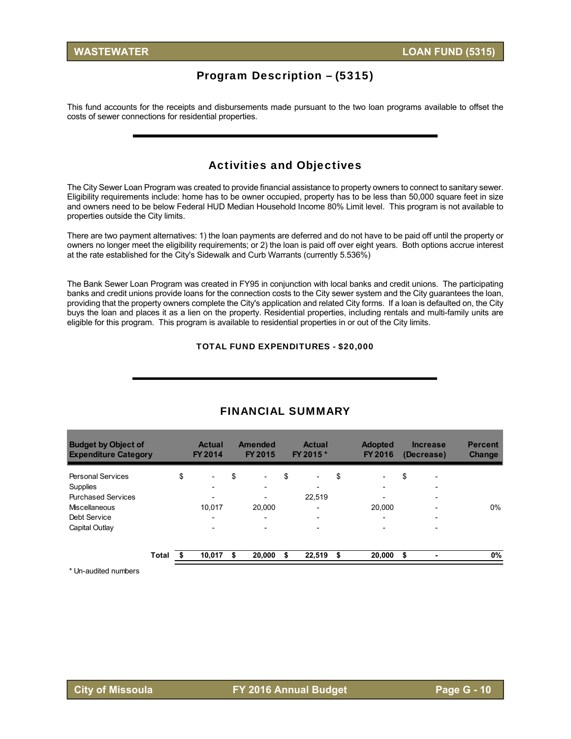## Program Description – (5315)

This fund accounts for the receipts and disbursements made pursuant to the two loan programs available to offset the costs of sewer connections for residential properties.

## Activities and Objectives

The City Sewer Loan Program was created to provide financial assistance to property owners to connect to sanitary sewer. Eligibility requirements include: home has to be owner occupied, property has to be less than 50,000 square feet in size and owners need to be below Federal HUD Median Household Income 80% Limit level. This program is not available to properties outside the City limits.

There are two payment alternatives: 1) the loan payments are deferred and do not have to be paid off until the property or owners no longer meet the eligibility requirements; or 2) the loan is paid off over eight years. Both options accrue interest at the rate established for the City's Sidewalk and Curb Warrants (currently 5.536%)

The Bank Sewer Loan Program was created in FY95 in conjunction with local banks and credit unions. The participating banks and credit unions provide loans for the connection costs to the City sewer system and the City guarantees the loan, providing that the property owners complete the City's application and related City forms. If a loan is defaulted on, the City buys the loan and places it as a lien on the property. Residential properties, including rentals and multi-family units are eligible for this program. This program is available to residential properties in or out of the City limits.

**TOTAL FUND EXPENDITURES - $20,000**

## FINANCIAL SUMMARY

| Budget by Object of Expenditure Category | Actual FY 2014 | Amended FY 2015 | Actual FY 2015 * | Adopted FY 2016 | Increase (Decrease) | Percent Change |
|---|---|---|---|---|---|---|
| Personal Services | $ - | $ - | $ - | $ - | $ - | |
| Supplies | - | - | - | - | - | |
| Purchased Services | - | - | 22,519 | - | - | |
| Miscellaneous | 10,017 | 20,000 | - | 20,000 | - | 0% |
| Debt Service | - | - | - | - | - | |
| Capital Outlay | - | - | - | - | - | |
| **Total** | **$ 10,017** | **$ 20,000** | **$ 22,519** | **$ 20,000** | **$ -** | **0%** |

\* Un-audited numbers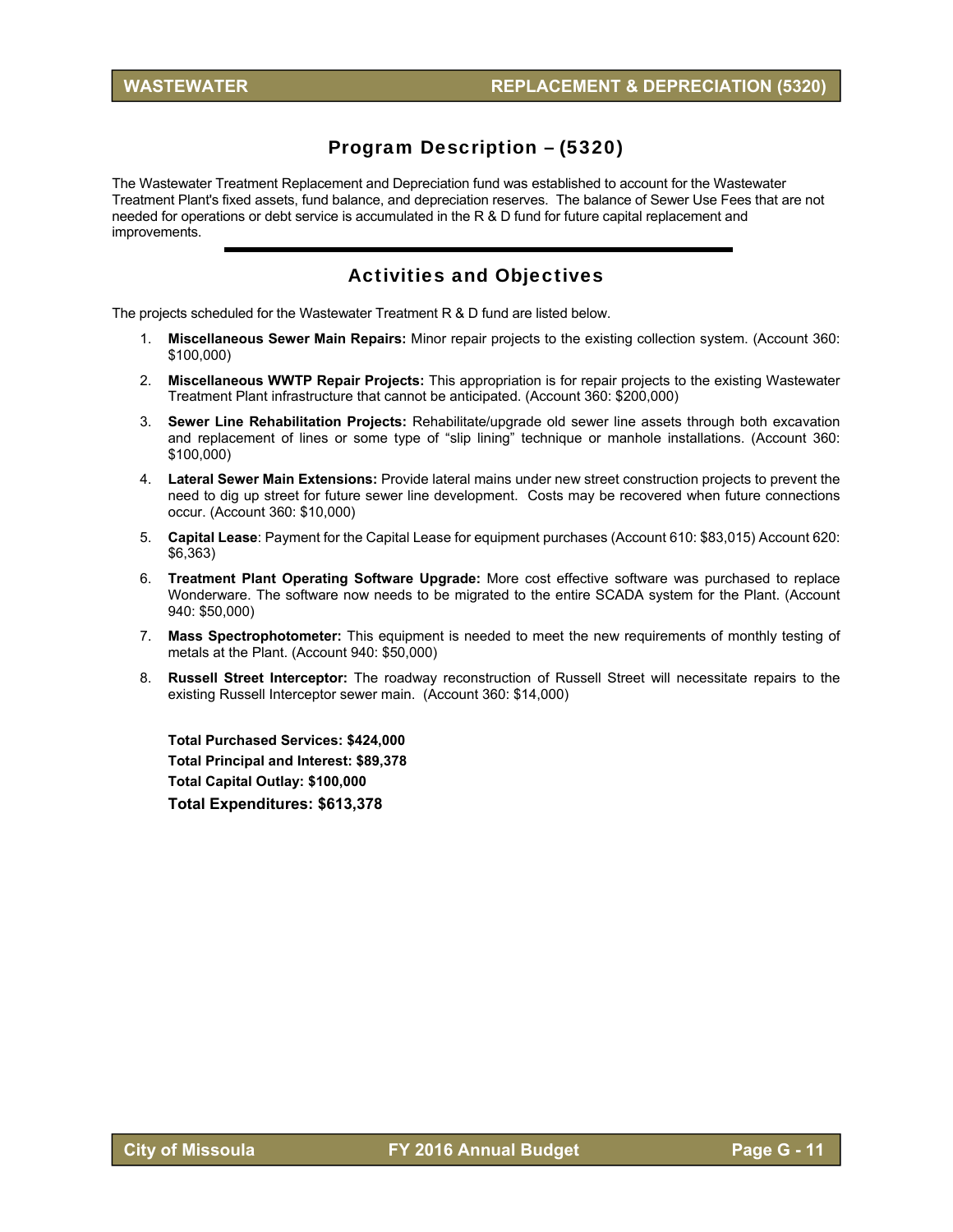## Program Description – (5320)

The Wastewater Treatment Replacement and Depreciation fund was established to account for the Wastewater Treatment Plant's fixed assets, fund balance, and depreciation reserves. The balance of Sewer Use Fees that are not needed for operations or debt service is accumulated in the R & D fund for future capital replacement and improvements.

## Activities and Objectives

The projects scheduled for the Wastewater Treatment R & D fund are listed below.

1. **Miscellaneous Sewer Main Repairs:** Minor repair projects to the existing collection system. (Account 360: $100,000)
2. **Miscellaneous WWTP Repair Projects:** This appropriation is for repair projects to the existing Wastewater Treatment Plant infrastructure that cannot be anticipated. (Account 360: $200,000)
3. **Sewer Line Rehabilitation Projects:** Rehabilitate/upgrade old sewer line assets through both excavation and replacement of lines or some type of "slip lining" technique or manhole installations. (Account 360: $100,000)
4. **Lateral Sewer Main Extensions:** Provide lateral mains under new street construction projects to prevent the need to dig up street for future sewer line development. Costs may be recovered when future connections occur. (Account 360: $10,000)
5. **Capital Lease**: Payment for the Capital Lease for equipment purchases (Account 610: $83,015) Account 620: $6,363)
6. **Treatment Plant Operating Software Upgrade:** More cost effective software was purchased to replace Wonderware. The software now needs to be migrated to the entire SCADA system for the Plant. (Account 940: $50,000)
7. **Mass Spectrophotometer:** This equipment is needed to meet the new requirements of monthly testing of metals at the Plant. (Account 940: $50,000)
8. **Russell Street Interceptor:** The roadway reconstruction of Russell Street will necessitate repairs to the existing Russell Interceptor sewer main. (Account 360: $14,000)

**Total Purchased Services: $424,000**
**Total Principal and Interest: $89,378**
**Total Capital Outlay: $100,000**
**Total Expenditures: $613,378**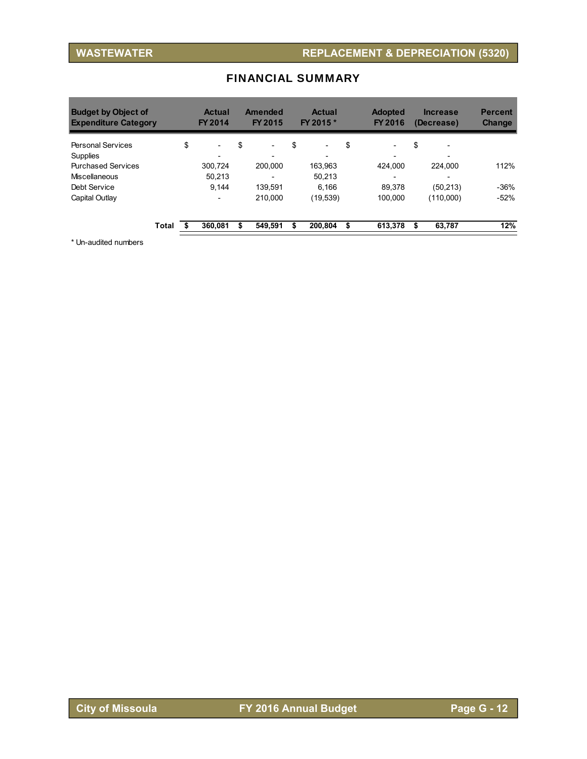## WASTEWATER — REPLACEMENT & DEPRECIATION (5320)

### FINANCIAL SUMMARY

| Budget by Object of Expenditure Category | Actual FY 2014 | Amended FY 2015 | Actual FY 2015 * | Adopted FY 2016 | Increase (Decrease) | Percent Change |
|---|---|---|---|---|---|---|
| Personal Services | $ - | $ - | $ - | $ - | $ - | |
| Supplies | - | - | - | - | - | |
| Purchased Services | 300,724 | 200,000 | 163,963 | 424,000 | 224,000 | 112% |
| Miscellaneous | 50,213 | - | 50,213 | - | - | |
| Debt Service | 9,144 | 139,591 | 6,166 | 89,378 | (50,213) | -36% |
| Capital Outlay | - | 210,000 | (19,539) | 100,000 | (110,000) | -52% |
| **Total** | **$ 360,081** | **$ 549,591** | **$ 200,804** | **$ 613,378** | **$ 63,787** | **12%** |

* Un-audited numbers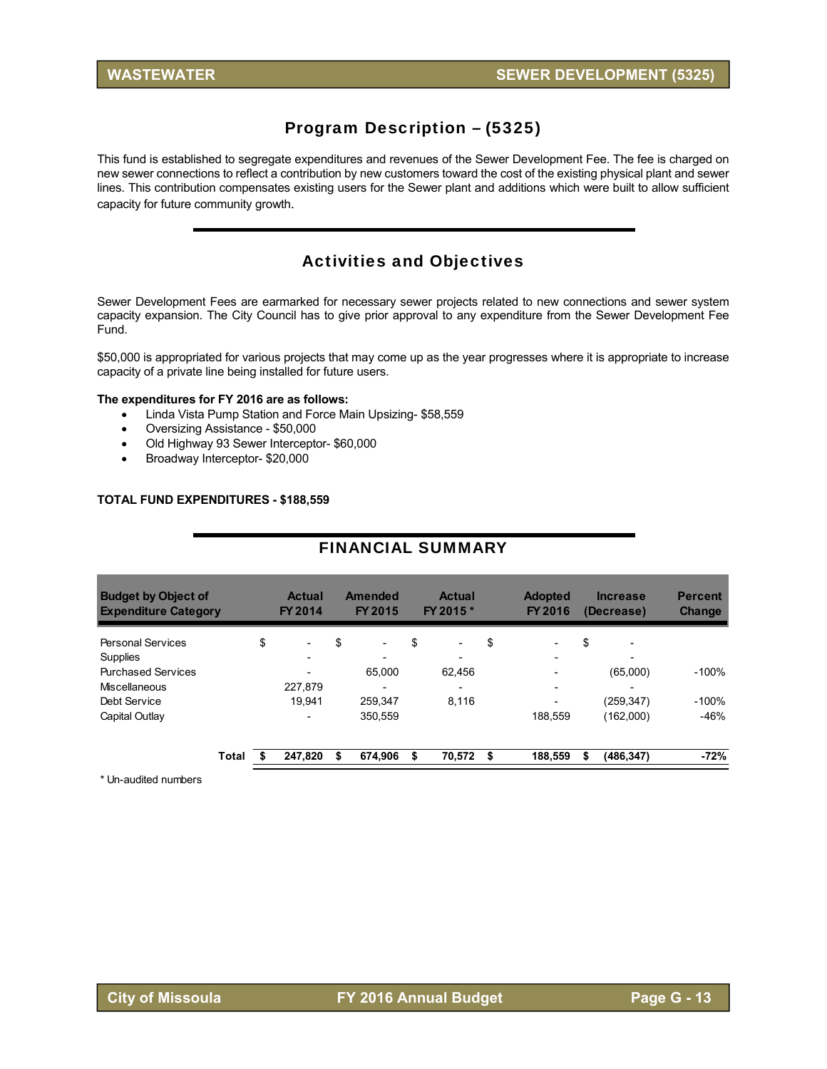## Program Description – (5325)

This fund is established to segregate expenditures and revenues of the Sewer Development Fee. The fee is charged on new sewer connections to reflect a contribution by new customers toward the cost of the existing physical plant and sewer lines. This contribution compensates existing users for the Sewer plant and additions which were built to allow sufficient capacity for future community growth.

## Activities and Objectives

Sewer Development Fees are earmarked for necessary sewer projects related to new connections and sewer system capacity expansion. The City Council has to give prior approval to any expenditure from the Sewer Development Fee Fund.

$50,000 is appropriated for various projects that may come up as the year progresses where it is appropriate to increase capacity of a private line being installed for future users.

**The expenditures for FY 2016 are as follows:**

- Linda Vista Pump Station and Force Main Upsizing- $58,559
- Oversizing Assistance - $50,000
- Old Highway 93 Sewer Interceptor- $60,000
- Broadway Interceptor- $20,000

**TOTAL FUND EXPENDITURES - $188,559**

## FINANCIAL SUMMARY

| Budget by Object of Expenditure Category | Actual FY 2014 | Amended FY 2015 | Actual FY 2015 * | Adopted FY 2016 | Increase (Decrease) | Percent Change |
|---|---|---|---|---|---|---|
| Personal Services | $ - | $ - | $ - | $ - | $ - | |
| Supplies | - | - | - | - | - | |
| Purchased Services | - | 65,000 | 62,456 | - | (65,000) | -100% |
| Miscellaneous | 227,879 | - | - | - | - | |
| Debt Service | 19,941 | 259,347 | 8,116 | - | (259,347) | -100% |
| Capital Outlay | - | 350,559 | | 188,559 | (162,000) | -46% |
| **Total** | **$ 247,820** | **$ 674,906** | **$ 70,572** | **$ 188,559** | **$ (486,347)** | **-72%** |

\* Un-audited numbers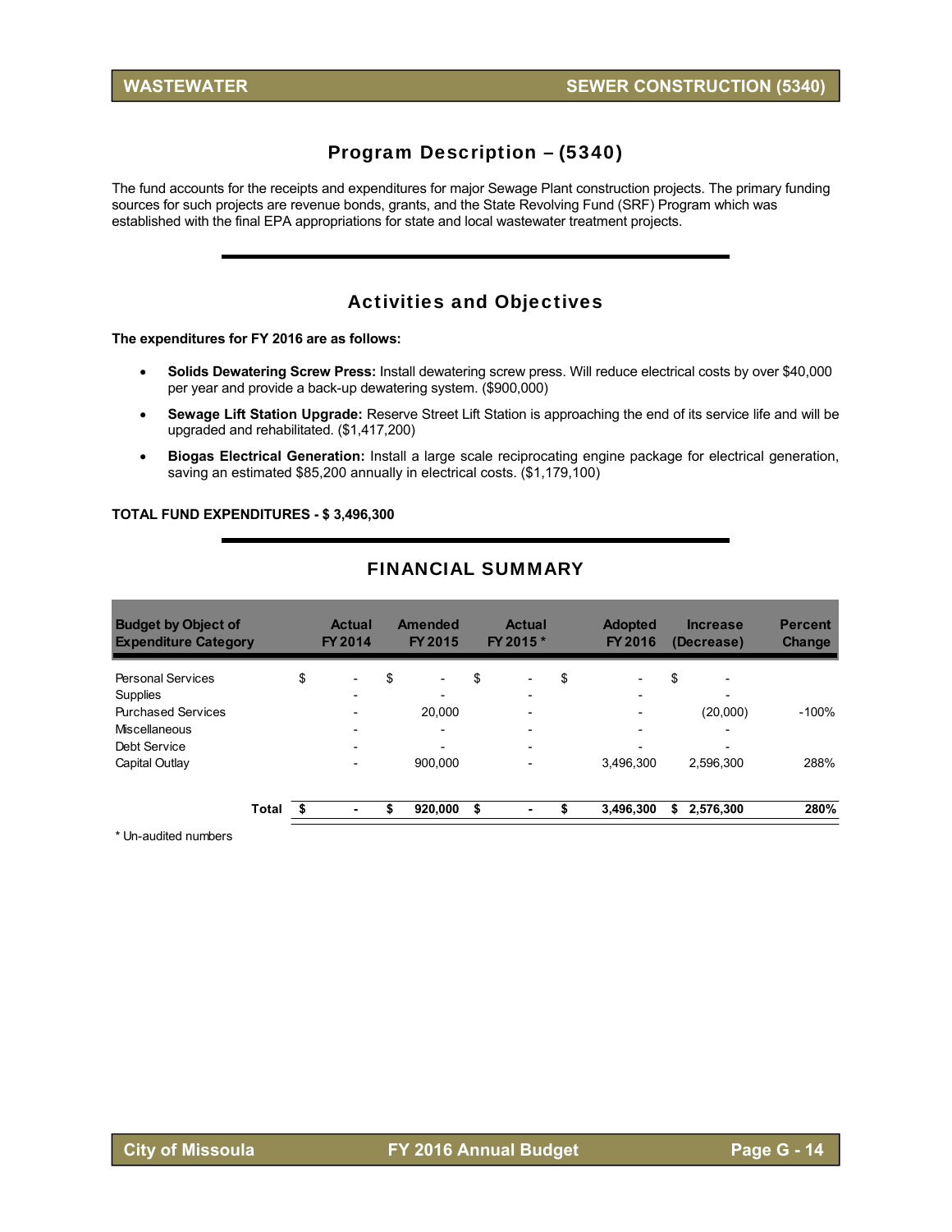## Program Description – (5340)

The fund accounts for the receipts and expenditures for major Sewage Plant construction projects. The primary funding sources for such projects are revenue bonds, grants, and the State Revolving Fund (SRF) Program which was established with the final EPA appropriations for state and local wastewater treatment projects.

## Activities and Objectives

**The expenditures for FY 2016 are as follows:**

- **Solids Dewatering Screw Press:** Install dewatering screw press. Will reduce electrical costs by over $40,000 per year and provide a back-up dewatering system. ($900,000)
- **Sewage Lift Station Upgrade:** Reserve Street Lift Station is approaching the end of its service life and will be upgraded and rehabilitated. ($1,417,200)
- **Biogas Electrical Generation:** Install a large scale reciprocating engine package for electrical generation, saving an estimated $85,200 annually in electrical costs. ($1,179,100)

**TOTAL FUND EXPENDITURES - $ 3,496,300**

## FINANCIAL SUMMARY

| Budget by Object of Expenditure Category | Actual FY 2014 | Amended FY 2015 | Actual FY 2015 * | Adopted FY 2016 | Increase (Decrease) | Percent Change |
|---|---|---|---|---|---|---|
| Personal Services | $ - | $ - | $ - | $ - | $ - | |
| Supplies | - | - | - | - | - | |
| Purchased Services | - | 20,000 | - | - | (20,000) | -100% |
| Miscellaneous | - | - | - | - | - | |
| Debt Service | - | - | - | - | - | |
| Capital Outlay | - | 900,000 | - | 3,496,300 | 2,596,300 | 288% |
| **Total** | **$ -** | **$ 920,000** | **$ -** | **$ 3,496,300** | **$ 2,576,300** | **280%** |

* Un-audited numbers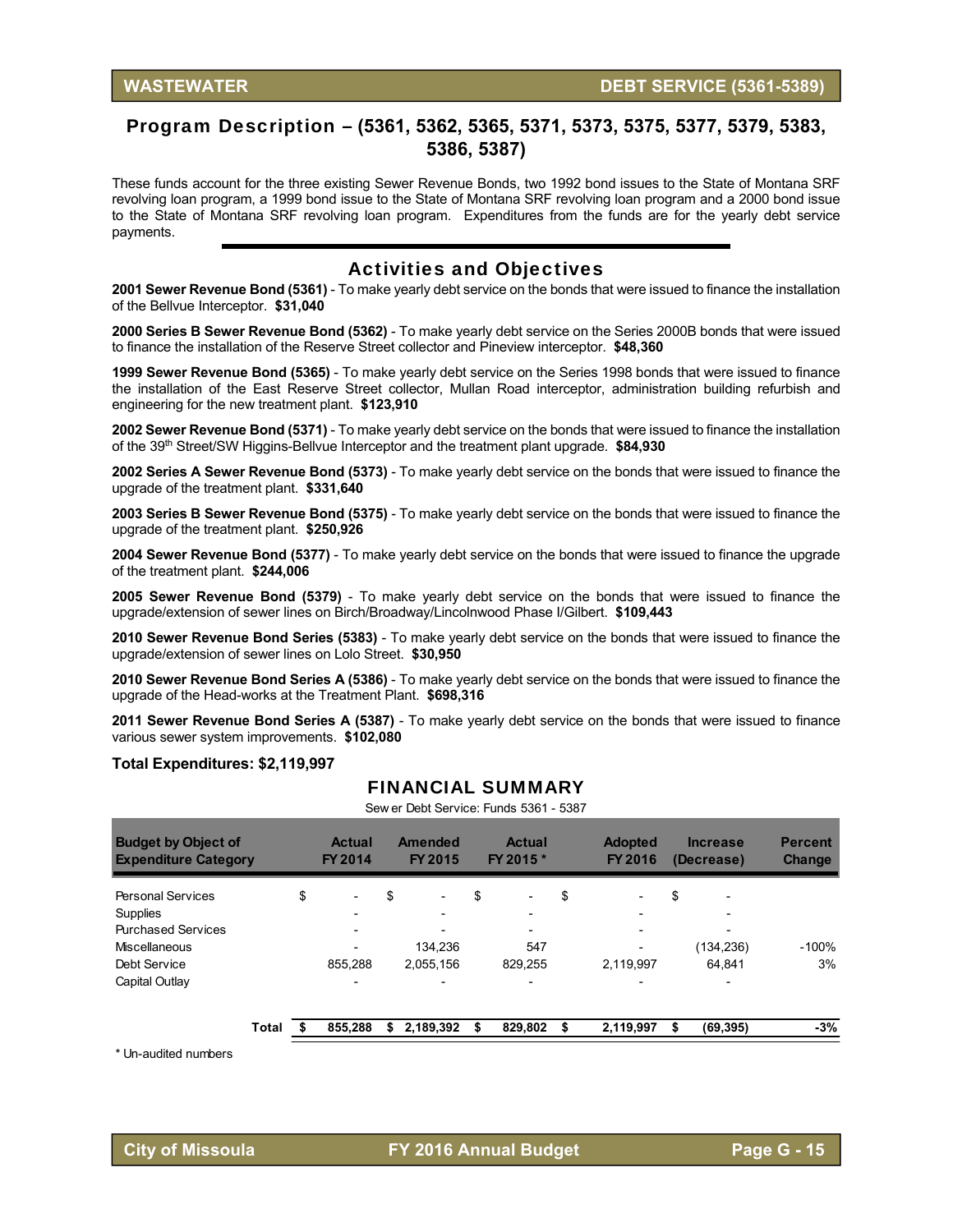**WASTEWATER** **DEBT SERVICE (5361-5389)**

## Program Description – (5361, 5362, 5365, 5371, 5373, 5375, 5377, 5379, 5383, 5386, 5387)

These funds account for the three existing Sewer Revenue Bonds, two 1992 bond issues to the State of Montana SRF revolving loan program, a 1999 bond issue to the State of Montana SRF revolving loan program and a 2000 bond issue to the State of Montana SRF revolving loan program. Expenditures from the funds are for the yearly debt service payments.

## Activities and Objectives

**2001 Sewer Revenue Bond (5361)** - To make yearly debt service on the bonds that were issued to finance the installation of the Bellvue Interceptor. **$31,040**

**2000 Series B Sewer Revenue Bond (5362)** - To make yearly debt service on the Series 2000B bonds that were issued to finance the installation of the Reserve Street collector and Pineview interceptor. **$48,360**

**1999 Sewer Revenue Bond (5365)** - To make yearly debt service on the Series 1998 bonds that were issued to finance the installation of the East Reserve Street collector, Mullan Road interceptor, administration building refurbish and engineering for the new treatment plant. **$123,910**

**2002 Sewer Revenue Bond (5371)** - To make yearly debt service on the bonds that were issued to finance the installation of the 39th Street/SW Higgins-Bellvue Interceptor and the treatment plant upgrade. **$84,930**

**2002 Series A Sewer Revenue Bond (5373)** - To make yearly debt service on the bonds that were issued to finance the upgrade of the treatment plant. **$331,640**

**2003 Series B Sewer Revenue Bond (5375)** - To make yearly debt service on the bonds that were issued to finance the upgrade of the treatment plant. **$250,926**

**2004 Sewer Revenue Bond (5377)** - To make yearly debt service on the bonds that were issued to finance the upgrade of the treatment plant. **$244,006**

**2005 Sewer Revenue Bond (5379)** - To make yearly debt service on the bonds that were issued to finance the upgrade/extension of sewer lines on Birch/Broadway/Lincolnwood Phase I/Gilbert. **$109,443**

**2010 Sewer Revenue Bond Series (5383)** - To make yearly debt service on the bonds that were issued to finance the upgrade/extension of sewer lines on Lolo Street. **$30,950**

**2010 Sewer Revenue Bond Series A (5386)** - To make yearly debt service on the bonds that were issued to finance the upgrade of the Head-works at the Treatment Plant. **$698,316**

**2011 Sewer Revenue Bond Series A (5387)** - To make yearly debt service on the bonds that were issued to finance various sewer system improvements. **$102,080**

**Total Expenditures: $2,119,997**

## FINANCIAL SUMMARY

Sewer Debt Service: Funds 5361 - 5387

| Budget by Object of Expenditure Category | Actual FY 2014 | Amended FY 2015 | Actual FY 2015 * | Adopted FY 2016 | Increase (Decrease) | Percent Change |
|---|---|---|---|---|---|---|
| Personal Services | $ - | $ - | $ - | $ - | $ - | |
| Supplies | - | - | - | - | - | |
| Purchased Services | - | - | - | - | - | |
| Miscellaneous | - | 134,236 | 547 | - | (134,236) | -100% |
| Debt Service | 855,288 | 2,055,156 | 829,255 | 2,119,997 | 64,841 | 3% |
| Capital Outlay | - | - | - | - | - | |
| **Total** | **$ 855,288** | **$ 2,189,392** | **$ 829,802** | **$ 2,119,997** | **$ (69,395)** | **-3%** |

\* Un-audited numbers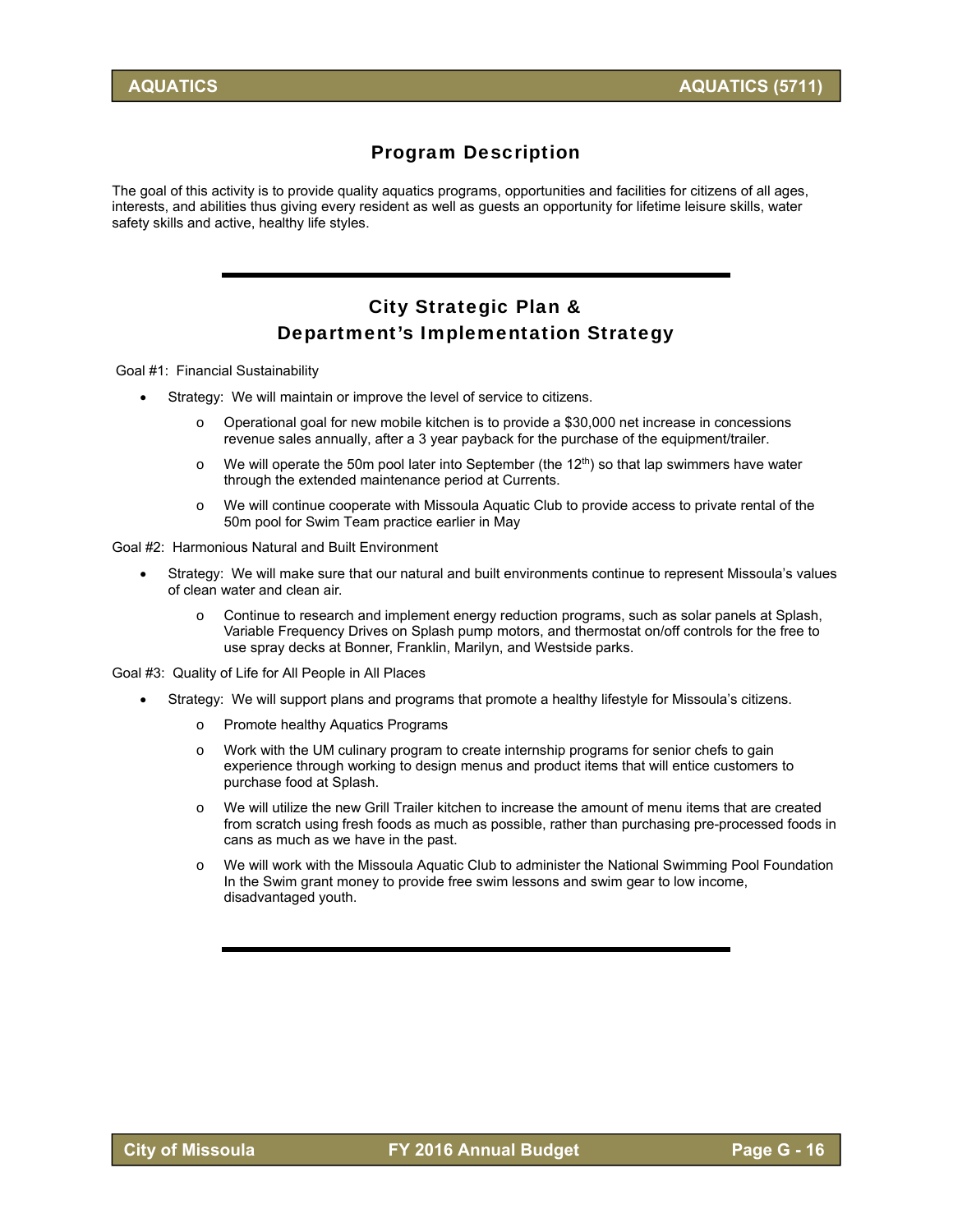# AQUATICS — AQUATICS (5711)

## Program Description

The goal of this activity is to provide quality aquatics programs, opportunities and facilities for citizens of all ages, interests, and abilities thus giving every resident as well as guests an opportunity for lifetime leisure skills, water safety skills and active, healthy life styles.

## City Strategic Plan & Department's Implementation Strategy

Goal #1: Financial Sustainability

- Strategy: We will maintain or improve the level of service to citizens.
  - Operational goal for new mobile kitchen is to provide a $30,000 net increase in concessions revenue sales annually, after a 3 year payback for the purchase of the equipment/trailer.
  - We will operate the 50m pool later into September (the 12th) so that lap swimmers have water through the extended maintenance period at Currents.
  - We will continue cooperate with Missoula Aquatic Club to provide access to private rental of the 50m pool for Swim Team practice earlier in May

Goal #2: Harmonious Natural and Built Environment

- Strategy: We will make sure that our natural and built environments continue to represent Missoula's values of clean water and clean air.
  - Continue to research and implement energy reduction programs, such as solar panels at Splash, Variable Frequency Drives on Splash pump motors, and thermostat on/off controls for the free to use spray decks at Bonner, Franklin, Marilyn, and Westside parks.

Goal #3: Quality of Life for All People in All Places

- Strategy: We will support plans and programs that promote a healthy lifestyle for Missoula's citizens.
  - Promote healthy Aquatics Programs
  - Work with the UM culinary program to create internship programs for senior chefs to gain experience through working to design menus and product items that will entice customers to purchase food at Splash.
  - We will utilize the new Grill Trailer kitchen to increase the amount of menu items that are created from scratch using fresh foods as much as possible, rather than purchasing pre-processed foods in cans as much as we have in the past.
  - We will work with the Missoula Aquatic Club to administer the National Swimming Pool Foundation In the Swim grant money to provide free swim lessons and swim gear to low income, disadvantaged youth.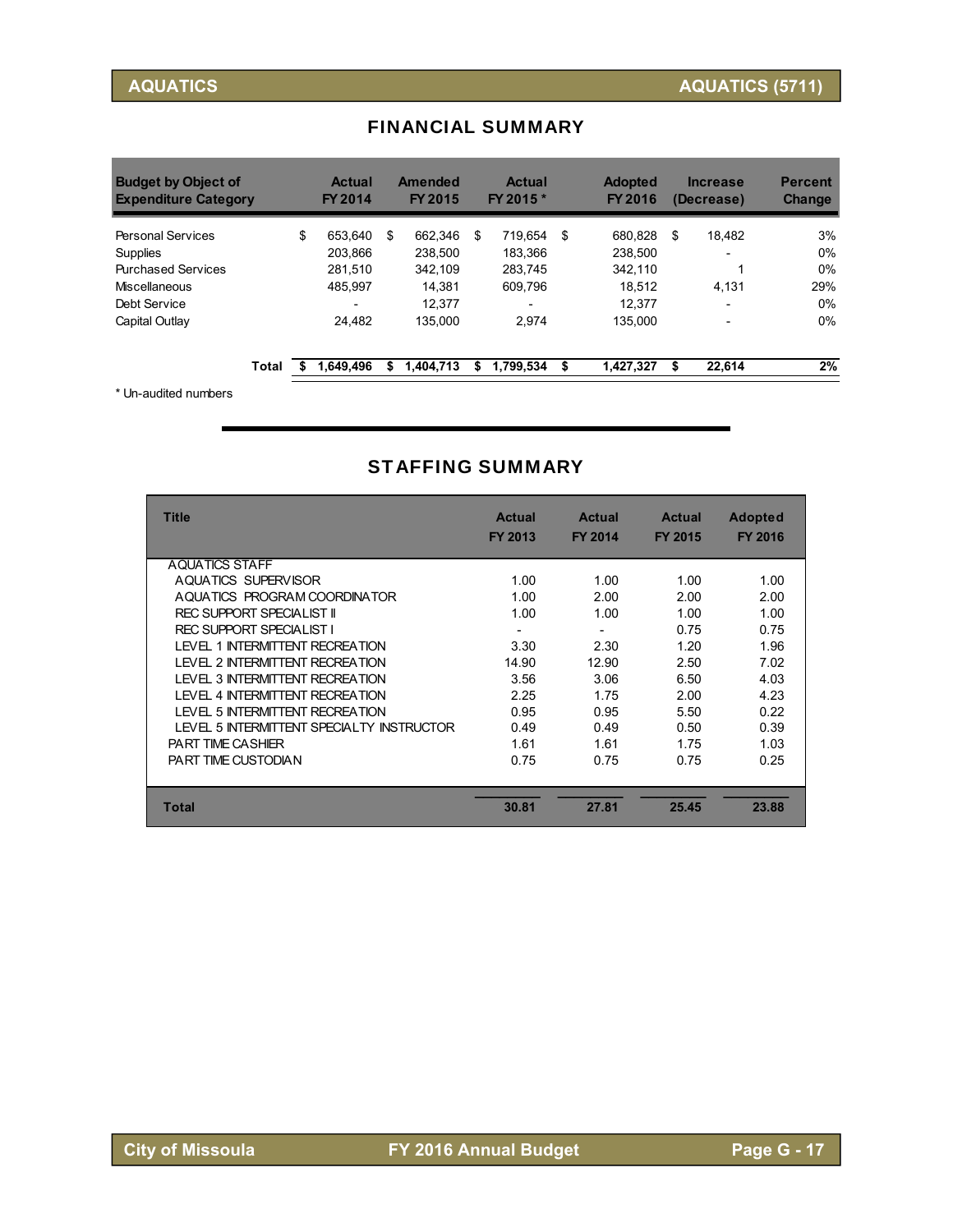# AQUATICS

# AQUATICS (5711)

## FINANCIAL SUMMARY

| Budget by Object of Expenditure Category | Actual FY 2014 | Amended FY 2015 | Actual FY 2015 * | Adopted FY 2016 | Increase (Decrease) | Percent Change |
|---|---|---|---|---|---|---|
| Personal Services | $ 653,640 | $ 662,346 | $ 719,654 | $ 680,828 | $ 18,482 | 3% |
| Supplies | 203,866 | 238,500 | 183,366 | 238,500 | - | 0% |
| Purchased Services | 281,510 | 342,109 | 283,745 | 342,110 | 1 | 0% |
| Miscellaneous | 485,997 | 14,381 | 609,796 | 18,512 | 4,131 | 29% |
| Debt Service | - | 12,377 | - | 12,377 | - | 0% |
| Capital Outlay | 24,482 | 135,000 | 2,974 | 135,000 | - | 0% |
| **Total** | **$ 1,649,496** | **$ 1,404,713** | **$ 1,799,534** | **$ 1,427,327** | **$ 22,614** | **2%** |

\* Un-audited numbers

## STAFFING SUMMARY

| Title | Actual FY 2013 | Actual FY 2014 | Actual FY 2015 | Adopted FY 2016 |
|---|---|---|---|---|
| AQUATICS STAFF | | | | |
| AQUATICS SUPERVISOR | 1.00 | 1.00 | 1.00 | 1.00 |
| AQUATICS PROGRAM COORDINATOR | 1.00 | 2.00 | 2.00 | 2.00 |
| REC SUPPORT SPECIALIST II | 1.00 | 1.00 | 1.00 | 1.00 |
| REC SUPPORT SPECIALIST I | - | - | 0.75 | 0.75 |
| LEVEL 1 INTERMITTENT RECREATION | 3.30 | 2.30 | 1.20 | 1.96 |
| LEVEL 2 INTERMITTENT RECREATION | 14.90 | 12.90 | 2.50 | 7.02 |
| LEVEL 3 INTERMITTENT RECREATION | 3.56 | 3.06 | 6.50 | 4.03 |
| LEVEL 4 INTERMITTENT RECREATION | 2.25 | 1.75 | 2.00 | 4.23 |
| LEVEL 5 INTERMITTENT RECREATION | 0.95 | 0.95 | 5.50 | 0.22 |
| LEVEL 5 INTERMITTENT SPECIALTY INSTRUCTOR | 0.49 | 0.49 | 0.50 | 0.39 |
| PART TIME CASHIER | 1.61 | 1.61 | 1.75 | 1.03 |
| PART TIME CUSTODIAN | 0.75 | 0.75 | 0.75 | 0.25 |
| **Total** | **30.81** | **27.81** | **25.45** | **23.88** |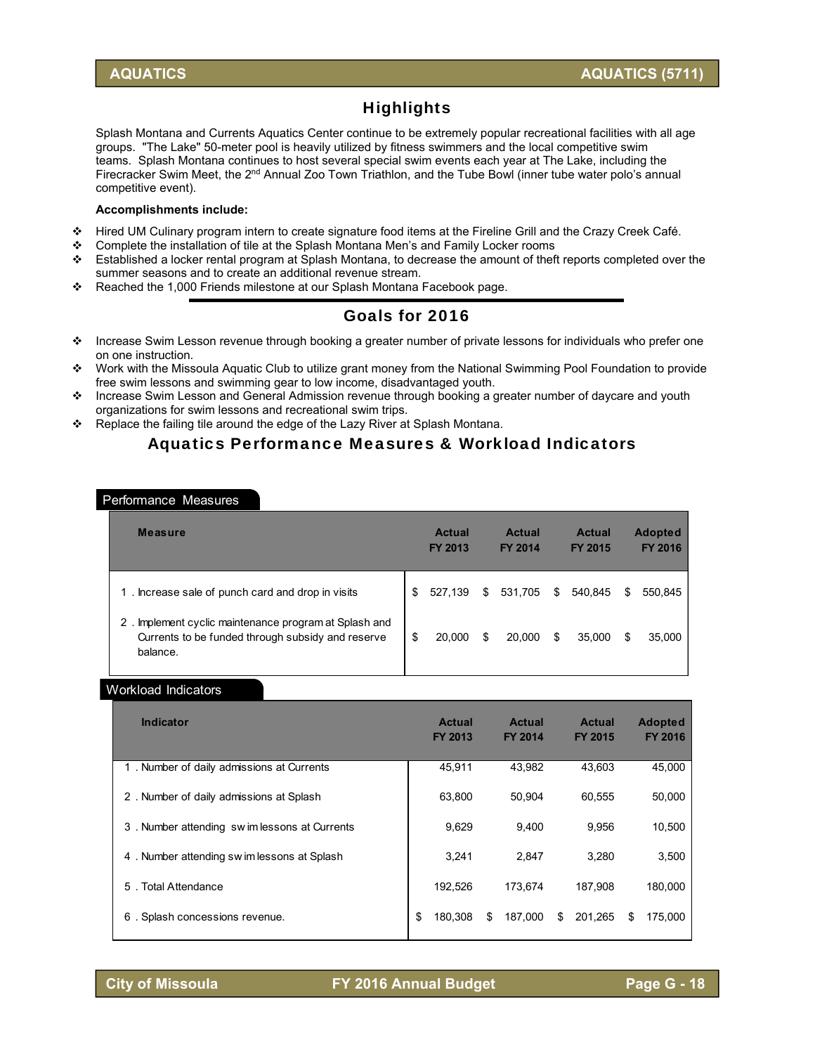## AQUATICS — AQUATICS (5711)

## Highlights

Splash Montana and Currents Aquatics Center continue to be extremely popular recreational facilities with all age groups. "The Lake" 50-meter pool is heavily utilized by fitness swimmers and the local competitive swim teams. Splash Montana continues to host several special swim events each year at The Lake, including the Firecracker Swim Meet, the 2nd Annual Zoo Town Triathlon, and the Tube Bowl (inner tube water polo's annual competitive event).

**Accomplishments include:**

- Hired UM Culinary program intern to create signature food items at the Fireline Grill and the Crazy Creek Café.
- Complete the installation of tile at the Splash Montana Men's and Family Locker rooms
- Established a locker rental program at Splash Montana, to decrease the amount of theft reports completed over the summer seasons and to create an additional revenue stream.
- Reached the 1,000 Friends milestone at our Splash Montana Facebook page.

## Goals for 2016

- Increase Swim Lesson revenue through booking a greater number of private lessons for individuals who prefer one on one instruction.
- Work with the Missoula Aquatic Club to utilize grant money from the National Swimming Pool Foundation to provide free swim lessons and swimming gear to low income, disadvantaged youth.
- Increase Swim Lesson and General Admission revenue through booking a greater number of daycare and youth organizations for swim lessons and recreational swim trips.
- Replace the failing tile around the edge of the Lazy River at Splash Montana.

## Aquatics Performance Measures & Workload Indicators

### Performance Measures

| Measure | Actual FY 2013 | Actual FY 2014 | Actual FY 2015 | Adopted FY 2016 |
|---|---|---|---|---|
| 1 . Increase sale of punch card and drop in visits | $ 527,139 | $ 531,705 | $ 540,845 | $ 550,845 |
| 2 . Implement cyclic maintenance program at Splash and Currents to be funded through subsidy and reserve balance. | $ 20,000 | $ 20,000 | $ 35,000 | $ 35,000 |

### Workload Indicators

| Indicator | Actual FY 2013 | Actual FY 2014 | Actual FY 2015 | Adopted FY 2016 |
|---|---|---|---|---|
| 1 . Number of daily admissions at Currents | 45,911 | 43,982 | 43,603 | 45,000 |
| 2 . Number of daily admissions at Splash | 63,800 | 50,904 | 60,555 | 50,000 |
| 3 . Number attending swim lessons at Currents | 9,629 | 9,400 | 9,956 | 10,500 |
| 4 . Number attending swim lessons at Splash | 3,241 | 2,847 | 3,280 | 3,500 |
| 5 . Total Attendance | 192,526 | 173,674 | 187,908 | 180,000 |
| 6 . Splash concessions revenue. | $ 180,308 | $ 187,000 | $ 201,265 | $ 175,000 |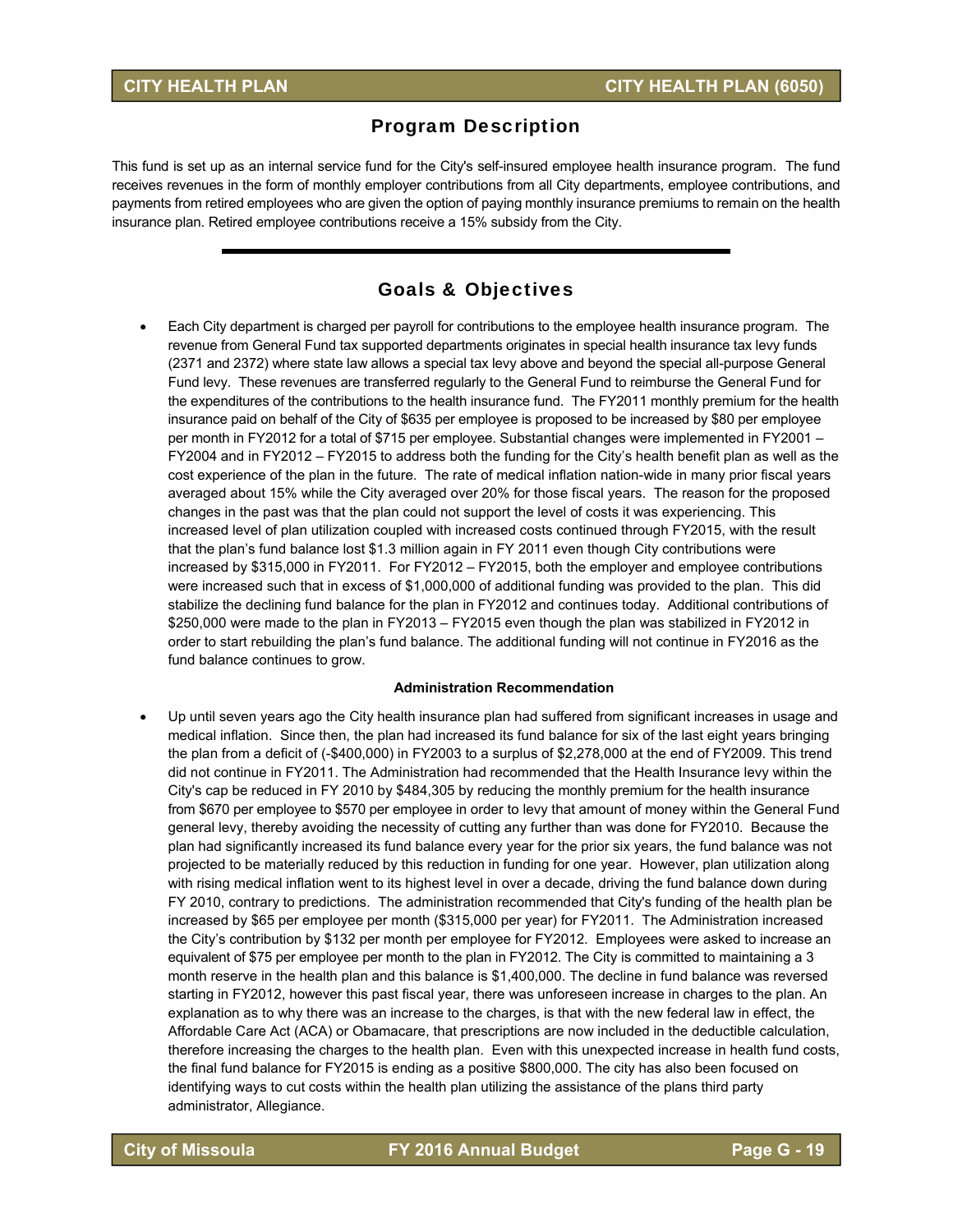## Program Description

This fund is set up as an internal service fund for the City's self-insured employee health insurance program. The fund receives revenues in the form of monthly employer contributions from all City departments, employee contributions, and payments from retired employees who are given the option of paying monthly insurance premiums to remain on the health insurance plan. Retired employee contributions receive a 15% subsidy from the City.

## Goals & Objectives

- Each City department is charged per payroll for contributions to the employee health insurance program. The revenue from General Fund tax supported departments originates in special health insurance tax levy funds (2371 and 2372) where state law allows a special tax levy above and beyond the special all-purpose General Fund levy. These revenues are transferred regularly to the General Fund to reimburse the General Fund for the expenditures of the contributions to the health insurance fund. The FY2011 monthly premium for the health insurance paid on behalf of the City of $635 per employee is proposed to be increased by $80 per employee per month in FY2012 for a total of $715 per employee. Substantial changes were implemented in FY2001 – FY2004 and in FY2012 – FY2015 to address both the funding for the City's health benefit plan as well as the cost experience of the plan in the future. The rate of medical inflation nation-wide in many prior fiscal years averaged about 15% while the City averaged over 20% for those fiscal years. The reason for the proposed changes in the past was that the plan could not support the level of costs it was experiencing. This increased level of plan utilization coupled with increased costs continued through FY2015, with the result that the plan's fund balance lost $1.3 million again in FY 2011 even though City contributions were increased by $315,000 in FY2011. For FY2012 – FY2015, both the employer and employee contributions were increased such that in excess of $1,000,000 of additional funding was provided to the plan. This did stabilize the declining fund balance for the plan in FY2012 and continues today. Additional contributions of $250,000 were made to the plan in FY2013 – FY2015 even though the plan was stabilized in FY2012 in order to start rebuilding the plan's fund balance. The additional funding will not continue in FY2016 as the fund balance continues to grow.

**Administration Recommendation**

- Up until seven years ago the City health insurance plan had suffered from significant increases in usage and medical inflation. Since then, the plan had increased its fund balance for six of the last eight years bringing the plan from a deficit of (-$400,000) in FY2003 to a surplus of $2,278,000 at the end of FY2009. This trend did not continue in FY2011. The Administration had recommended that the Health Insurance levy within the City's cap be reduced in FY 2010 by $484,305 by reducing the monthly premium for the health insurance from $670 per employee to $570 per employee in order to levy that amount of money within the General Fund general levy, thereby avoiding the necessity of cutting any further than was done for FY2010. Because the plan had significantly increased its fund balance every year for the prior six years, the fund balance was not projected to be materially reduced by this reduction in funding for one year. However, plan utilization along with rising medical inflation went to its highest level in over a decade, driving the fund balance down during FY 2010, contrary to predictions. The administration recommended that City's funding of the health plan be increased by $65 per employee per month ($315,000 per year) for FY2011. The Administration increased the City's contribution by $132 per month per employee for FY2012. Employees were asked to increase an equivalent of $75 per employee per month to the plan in FY2012. The City is committed to maintaining a 3 month reserve in the health plan and this balance is $1,400,000. The decline in fund balance was reversed starting in FY2012, however this past fiscal year, there was unforeseen increase in charges to the plan. An explanation as to why there was an increase to the charges, is that with the new federal law in effect, the Affordable Care Act (ACA) or Obamacare, that prescriptions are now included in the deductible calculation, therefore increasing the charges to the health plan. Even with this unexpected increase in health fund costs, the final fund balance for FY2015 is ending as a positive $800,000. The city has also been focused on identifying ways to cut costs within the health plan utilizing the assistance of the plans third party administrator, Allegiance.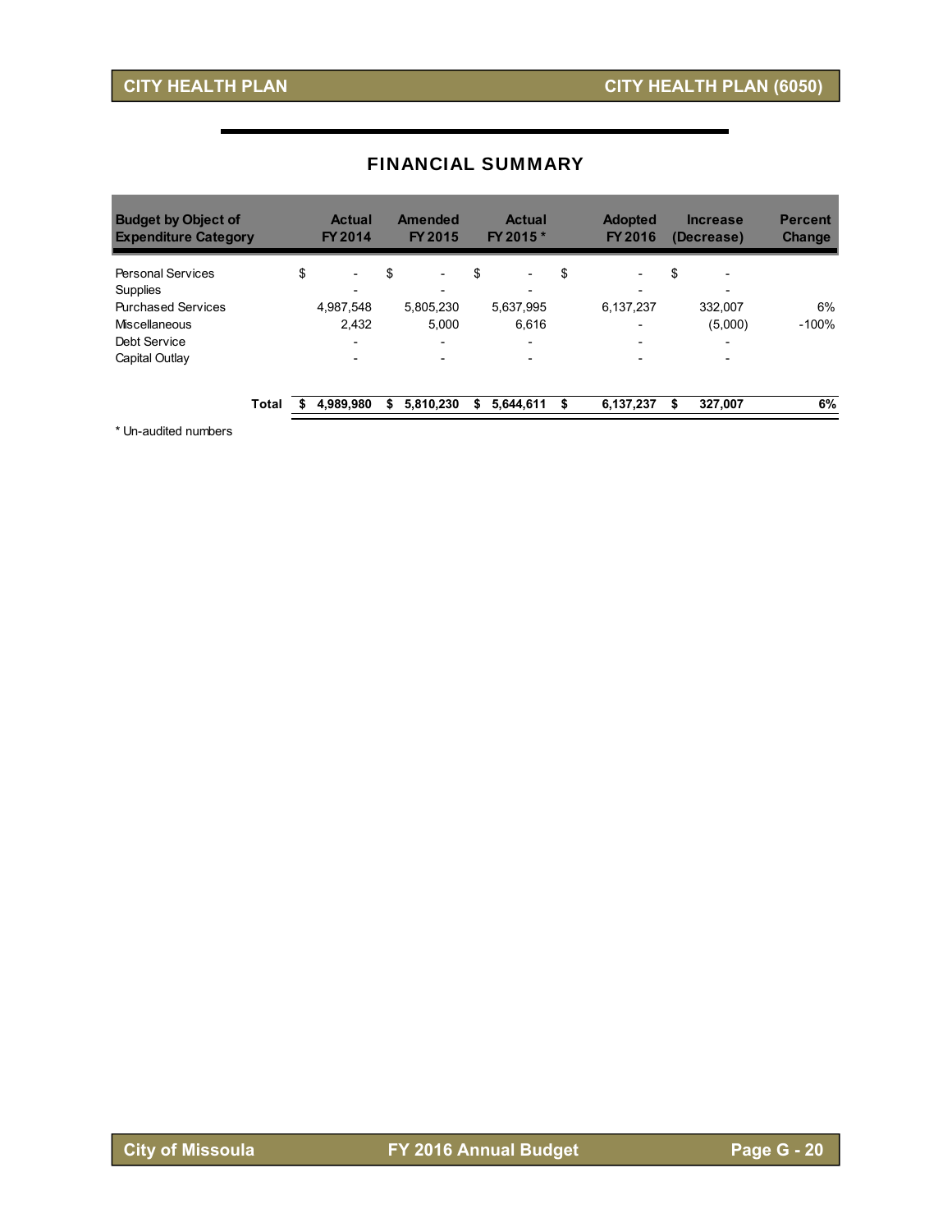## FINANCIAL SUMMARY

| Budget by Object of Expenditure Category | Actual FY 2014 | Amended FY 2015 | Actual FY 2015 * | Adopted FY 2016 | Increase (Decrease) | Percent Change |
|---|---|---|---|---|---|---|
| Personal Services | $ - | $ - | $ - | $ - | $ - | |
| Supplies | - | - | - | - | - | |
| Purchased Services | 4,987,548 | 5,805,230 | 5,637,995 | 6,137,237 | 332,007 | 6% |
| Miscellaneous | 2,432 | 5,000 | 6,616 | - | (5,000) | -100% |
| Debt Service | - | - | - | - | - | |
| Capital Outlay | - | - | - | - | - | |
| **Total** | **$ 4,989,980** | **$ 5,810,230** | **$ 5,644,611** | **$ 6,137,237** | **$ 327,007** | **6%** |

* Un-audited numbers